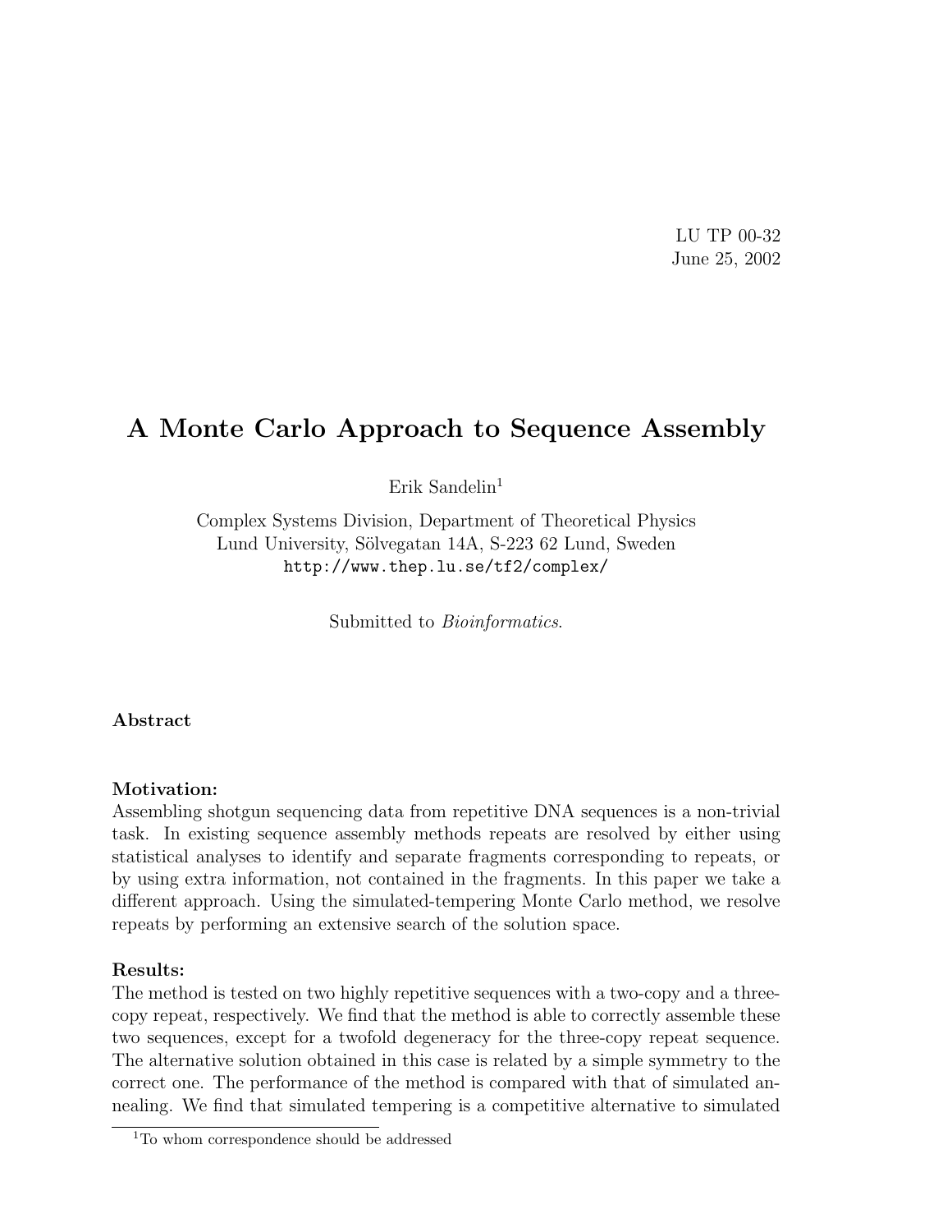LU TP 00-32
June 25, 2002

# A Monte Carlo Approach to Sequence Assembly

Erik Sandelin[1]

Complex Systems Division, Department of Theoretical Physics
Lund University, Sölvegatan 14A, S-223 62 Lund, Sweden
http://www.thep.lu.se/tf2/complex/

Submitted to *Bioinformatics*.

### Abstract

#### Motivation:

Assembling shotgun sequencing data from repetitive DNA sequences is a non-trivial task. In existing sequence assembly methods repeats are resolved by either using statistical analyses to identify and separate fragments corresponding to repeats, or by using extra information, not contained in the fragments. In this paper we take a different approach. Using the simulated-tempering Monte Carlo method, we resolve repeats by performing an extensive search of the solution space.

#### Results:

The method is tested on two highly repetitive sequences with a two-copy and a three-copy repeat, respectively. We find that the method is able to correctly assemble these two sequences, except for a twofold degeneracy for the three-copy repeat sequence. The alternative solution obtained in this case is related by a simple symmetry to the correct one. The performance of the method is compared with that of simulated annealing. We find that simulated tempering is a competitive alternative to simulated

[1] To whom correspondence should be addressed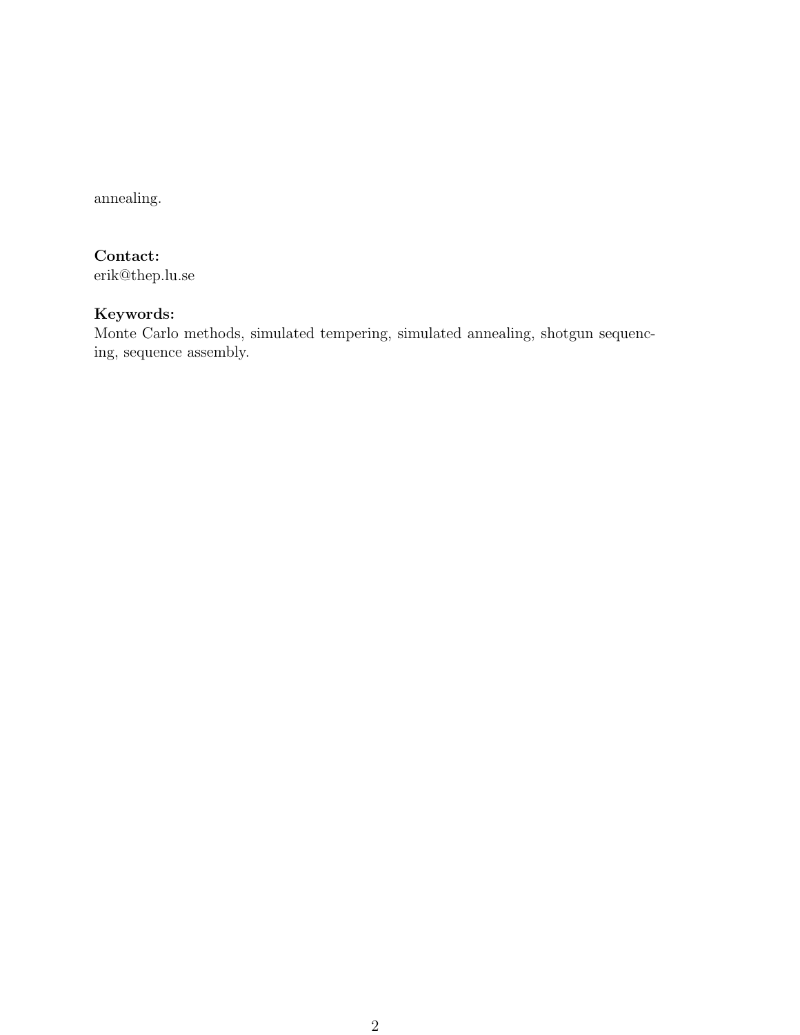annealing.

**Contact:**
erik@thep.lu.se

**Keywords:**
Monte Carlo methods, simulated tempering, simulated annealing, shotgun sequencing, sequence assembly.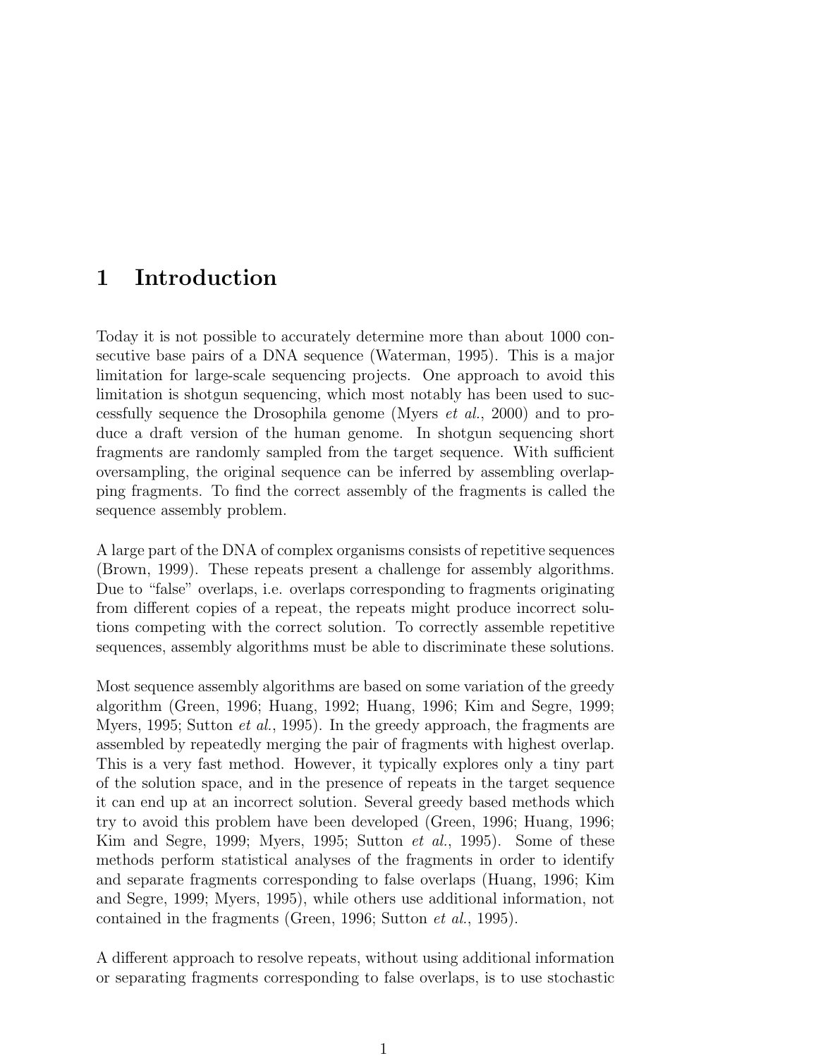# 1 Introduction

Today it is not possible to accurately determine more than about 1000 consecutive base pairs of a DNA sequence (Waterman, 1995). This is a major limitation for large-scale sequencing projects. One approach to avoid this limitation is shotgun sequencing, which most notably has been used to successfully sequence the Drosophila genome (Myers *et al.*, 2000) and to produce a draft version of the human genome. In shotgun sequencing short fragments are randomly sampled from the target sequence. With sufficient oversampling, the original sequence can be inferred by assembling overlapping fragments. To find the correct assembly of the fragments is called the sequence assembly problem.

A large part of the DNA of complex organisms consists of repetitive sequences (Brown, 1999). These repeats present a challenge for assembly algorithms. Due to "false" overlaps, i.e. overlaps corresponding to fragments originating from different copies of a repeat, the repeats might produce incorrect solutions competing with the correct solution. To correctly assemble repetitive sequences, assembly algorithms must be able to discriminate these solutions.

Most sequence assembly algorithms are based on some variation of the greedy algorithm (Green, 1996; Huang, 1992; Huang, 1996; Kim and Segre, 1999; Myers, 1995; Sutton *et al.*, 1995). In the greedy approach, the fragments are assembled by repeatedly merging the pair of fragments with highest overlap. This is a very fast method. However, it typically explores only a tiny part of the solution space, and in the presence of repeats in the target sequence it can end up at an incorrect solution. Several greedy based methods which try to avoid this problem have been developed (Green, 1996; Huang, 1996; Kim and Segre, 1999; Myers, 1995; Sutton *et al.*, 1995). Some of these methods perform statistical analyses of the fragments in order to identify and separate fragments corresponding to false overlaps (Huang, 1996; Kim and Segre, 1999; Myers, 1995), while others use additional information, not contained in the fragments (Green, 1996; Sutton *et al.*, 1995).

A different approach to resolve repeats, without using additional information or separating fragments corresponding to false overlaps, is to use stochastic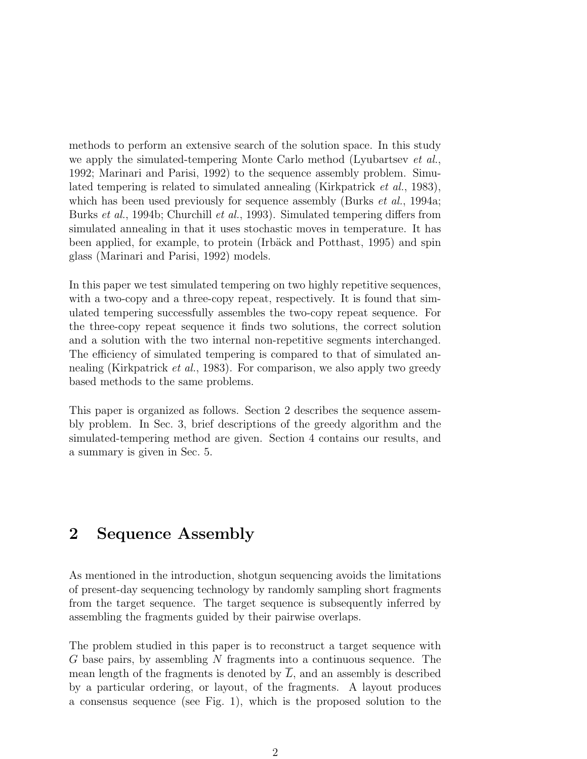methods to perform an extensive search of the solution space. In this study we apply the simulated-tempering Monte Carlo method (Lyubartsev *et al.*, 1992; Marinari and Parisi, 1992) to the sequence assembly problem. Simulated tempering is related to simulated annealing (Kirkpatrick *et al.*, 1983), which has been used previously for sequence assembly (Burks *et al.*, 1994a; Burks *et al.*, 1994b; Churchill *et al.*, 1993). Simulated tempering differs from simulated annealing in that it uses stochastic moves in temperature. It has been applied, for example, to protein (Irbäck and Potthast, 1995) and spin glass (Marinari and Parisi, 1992) models.

In this paper we test simulated tempering on two highly repetitive sequences, with a two-copy and a three-copy repeat, respectively. It is found that simulated tempering successfully assembles the two-copy repeat sequence. For the three-copy repeat sequence it finds two solutions, the correct solution and a solution with the two internal non-repetitive segments interchanged. The efficiency of simulated tempering is compared to that of simulated annealing (Kirkpatrick *et al.*, 1983). For comparison, we also apply two greedy based methods to the same problems.

This paper is organized as follows. Section 2 describes the sequence assembly problem. In Sec. 3, brief descriptions of the greedy algorithm and the simulated-tempering method are given. Section 4 contains our results, and a summary is given in Sec. 5.

## 2 Sequence Assembly

As mentioned in the introduction, shotgun sequencing avoids the limitations of present-day sequencing technology by randomly sampling short fragments from the target sequence. The target sequence is subsequently inferred by assembling the fragments guided by their pairwise overlaps.

The problem studied in this paper is to reconstruct a target sequence with $G$ base pairs, by assembling $N$ fragments into a continuous sequence. The mean length of the fragments is denoted by $\overline{L}$, and an assembly is described by a particular ordering, or layout, of the fragments. A layout produces a consensus sequence (see Fig. 1), which is the proposed solution to the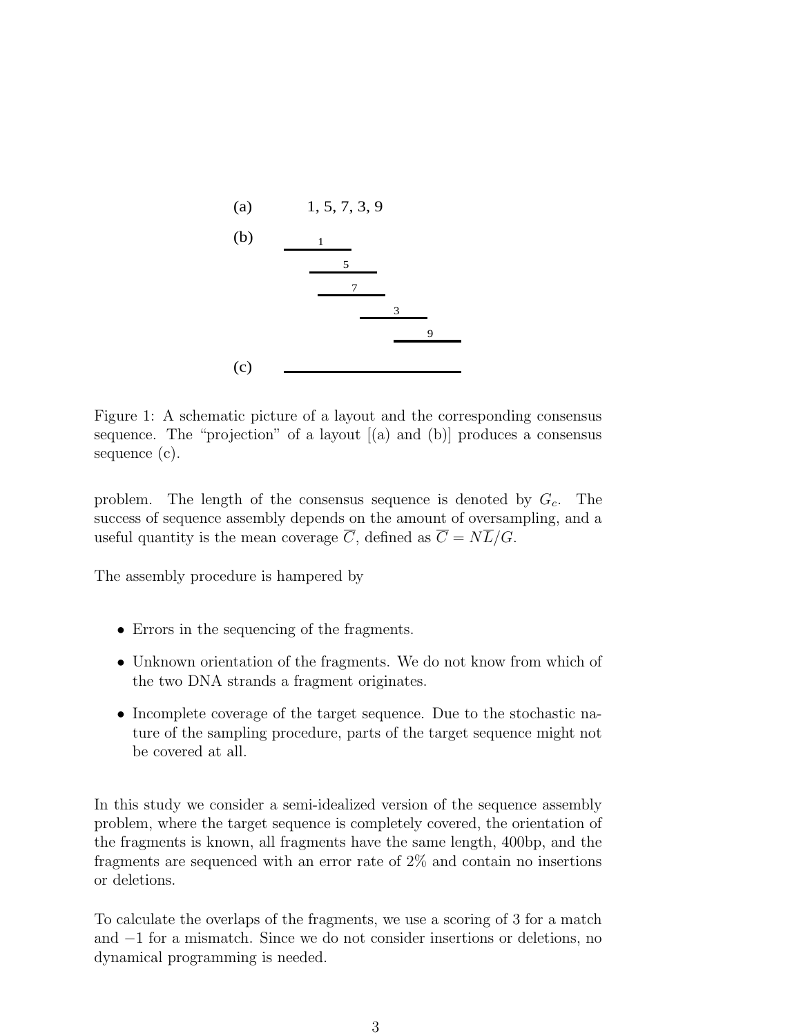(a) 1, 5, 7, 3, 9

(b)

(c)

Figure 1: A schematic picture of a layout and the corresponding consensus sequence. The "projection" of a layout [(a) and (b)] produces a consensus sequence (c).

problem. The length of the consensus sequence is denoted by $G_c$. The success of sequence assembly depends on the amount of oversampling, and a useful quantity is the mean coverage $\overline{C}$, defined as $\overline{C} = N\overline{L}/G$.

The assembly procedure is hampered by

- Errors in the sequencing of the fragments.
- Unknown orientation of the fragments. We do not know from which of the two DNA strands a fragment originates.
- Incomplete coverage of the target sequence. Due to the stochastic nature of the sampling procedure, parts of the target sequence might not be covered at all.

In this study we consider a semi-idealized version of the sequence assembly problem, where the target sequence is completely covered, the orientation of the fragments is known, all fragments have the same length, 400bp, and the fragments are sequenced with an error rate of 2% and contain no insertions or deletions.

To calculate the overlaps of the fragments, we use a scoring of 3 for a match and $-1$ for a mismatch. Since we do not consider insertions or deletions, no dynamical programming is needed.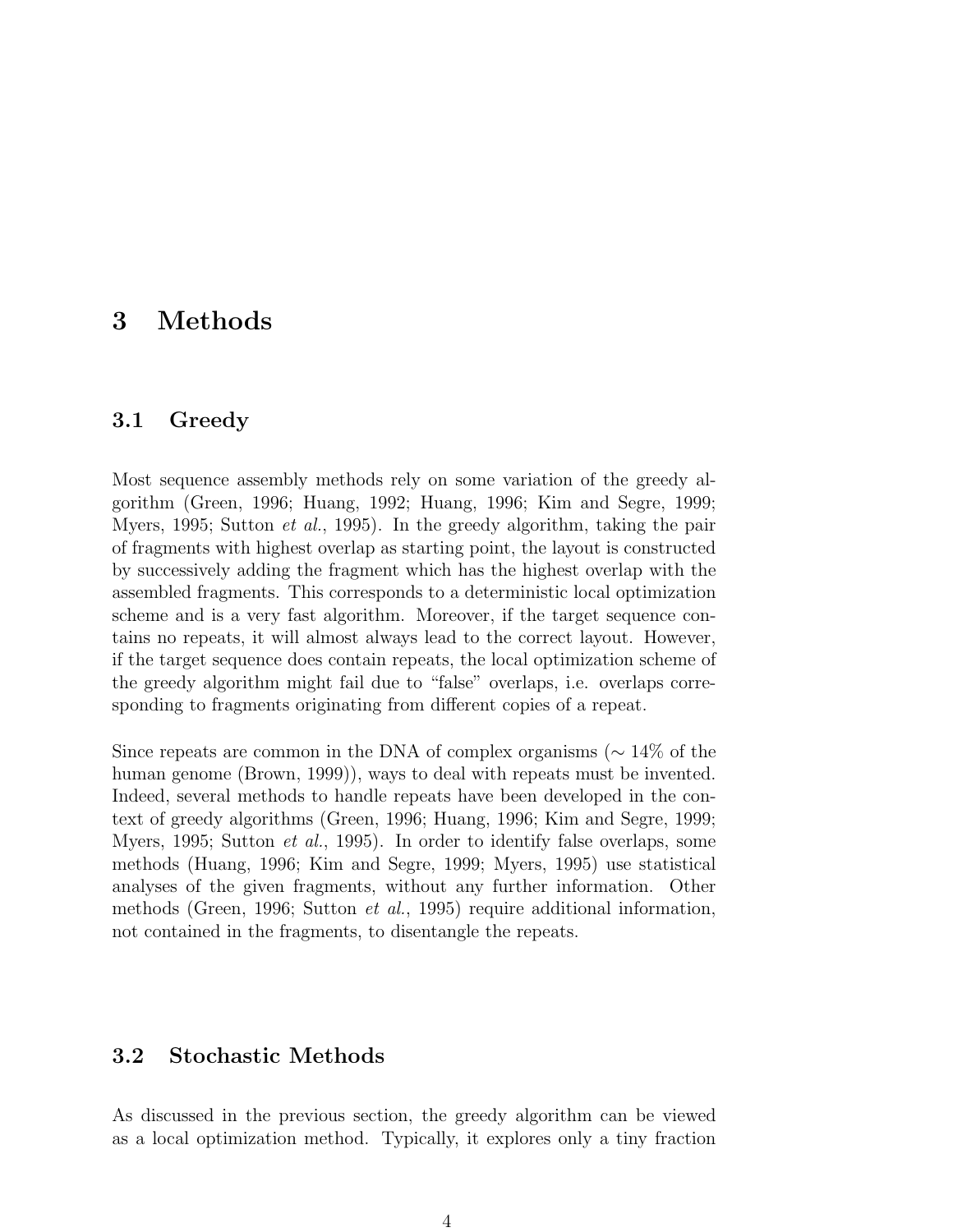# 3 Methods

## 3.1 Greedy

Most sequence assembly methods rely on some variation of the greedy algorithm (Green, 1996; Huang, 1992; Huang, 1996; Kim and Segre, 1999; Myers, 1995; Sutton *et al.*, 1995). In the greedy algorithm, taking the pair of fragments with highest overlap as starting point, the layout is constructed by successively adding the fragment which has the highest overlap with the assembled fragments. This corresponds to a deterministic local optimization scheme and is a very fast algorithm. Moreover, if the target sequence contains no repeats, it will almost always lead to the correct layout. However, if the target sequence does contain repeats, the local optimization scheme of the greedy algorithm might fail due to "false" overlaps, i.e. overlaps corresponding to fragments originating from different copies of a repeat.

Since repeats are common in the DNA of complex organisms ($\sim 14\%$ of the human genome (Brown, 1999)), ways to deal with repeats must be invented. Indeed, several methods to handle repeats have been developed in the context of greedy algorithms (Green, 1996; Huang, 1996; Kim and Segre, 1999; Myers, 1995; Sutton *et al.*, 1995). In order to identify false overlaps, some methods (Huang, 1996; Kim and Segre, 1999; Myers, 1995) use statistical analyses of the given fragments, without any further information. Other methods (Green, 1996; Sutton *et al.*, 1995) require additional information, not contained in the fragments, to disentangle the repeats.

## 3.2 Stochastic Methods

As discussed in the previous section, the greedy algorithm can be viewed as a local optimization method. Typically, it explores only a tiny fraction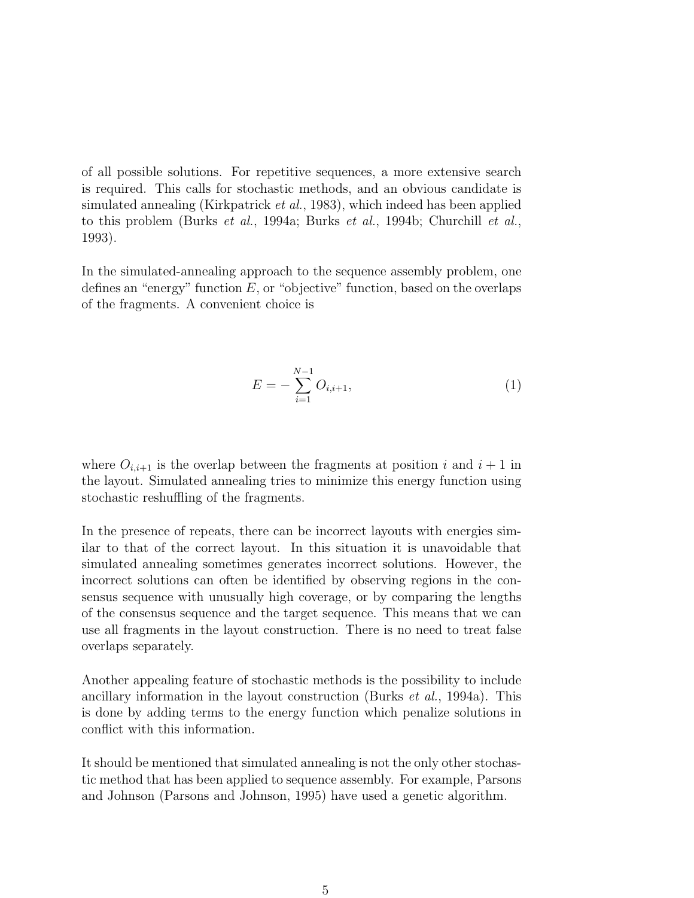of all possible solutions. For repetitive sequences, a more extensive search is required. This calls for stochastic methods, and an obvious candidate is simulated annealing (Kirkpatrick *et al.*, 1983), which indeed has been applied to this problem (Burks *et al.*, 1994a; Burks *et al.*, 1994b; Churchill *et al.*, 1993).

In the simulated-annealing approach to the sequence assembly problem, one defines an "energy" function $E$, or "objective" function, based on the overlaps of the fragments. A convenient choice is

$$E = -\sum_{i=1}^{N-1} O_{i,i+1}, \tag{1}$$

where $O_{i,i+1}$ is the overlap between the fragments at position $i$ and $i+1$ in the layout. Simulated annealing tries to minimize this energy function using stochastic reshuffling of the fragments.

In the presence of repeats, there can be incorrect layouts with energies similar to that of the correct layout. In this situation it is unavoidable that simulated annealing sometimes generates incorrect solutions. However, the incorrect solutions can often be identified by observing regions in the consensus sequence with unusually high coverage, or by comparing the lengths of the consensus sequence and the target sequence. This means that we can use all fragments in the layout construction. There is no need to treat false overlaps separately.

Another appealing feature of stochastic methods is the possibility to include ancillary information in the layout construction (Burks *et al.*, 1994a). This is done by adding terms to the energy function which penalize solutions in conflict with this information.

It should be mentioned that simulated annealing is not the only other stochastic method that has been applied to sequence assembly. For example, Parsons and Johnson (Parsons and Johnson, 1995) have used a genetic algorithm.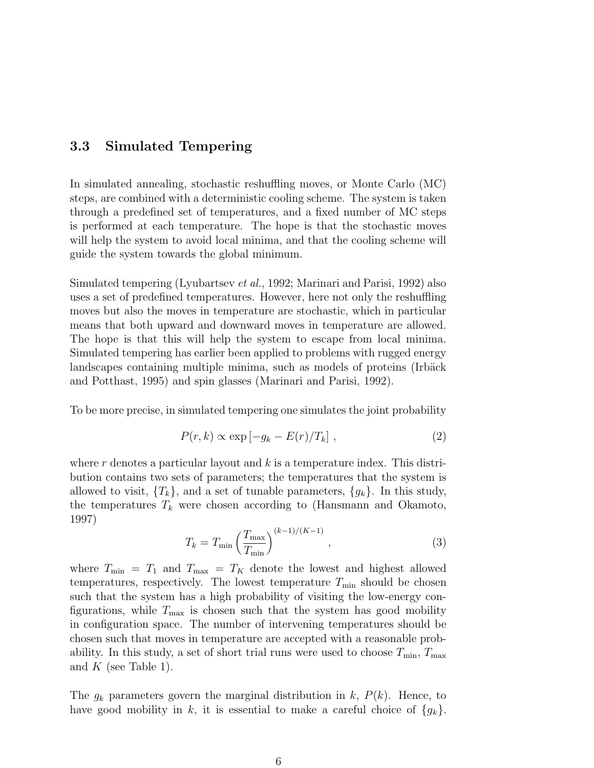### 3.3 Simulated Tempering

In simulated annealing, stochastic reshuffling moves, or Monte Carlo (MC) steps, are combined with a deterministic cooling scheme. The system is taken through a predefined set of temperatures, and a fixed number of MC steps is performed at each temperature. The hope is that the stochastic moves will help the system to avoid local minima, and that the cooling scheme will guide the system towards the global minimum.

Simulated tempering (Lyubartsev *et al.*, 1992; Marinari and Parisi, 1992) also uses a set of predefined temperatures. However, here not only the reshuffling moves but also the moves in temperature are stochastic, which in particular means that both upward and downward moves in temperature are allowed. The hope is that this will help the system to escape from local minima. Simulated tempering has earlier been applied to problems with rugged energy landscapes containing multiple minima, such as models of proteins (Irbäck and Potthast, 1995) and spin glasses (Marinari and Parisi, 1992).

To be more precise, in simulated tempering one simulates the joint probability

$$P(r, k) \propto \exp\left[-g_k - E(r)/T_k\right] , \tag{2}$$

where $r$ denotes a particular layout and $k$ is a temperature index. This distribution contains two sets of parameters; the temperatures that the system is allowed to visit, $\{T_k\}$, and a set of tunable parameters, $\{g_k\}$. In this study, the temperatures $T_k$ were chosen according to (Hansmann and Okamoto, 1997)

$$T_k = T_{\min}\left(\frac{T_{\max}}{T_{\min}}\right)^{(k-1)/(K-1)} , \tag{3}$$

where $T_{\min} = T_1$ and $T_{\max} = T_K$ denote the lowest and highest allowed temperatures, respectively. The lowest temperature $T_{\min}$ should be chosen such that the system has a high probability of visiting the low-energy configurations, while $T_{\max}$ is chosen such that the system has good mobility in configuration space. The number of intervening temperatures should be chosen such that moves in temperature are accepted with a reasonable probability. In this study, a set of short trial runs were used to choose $T_{\min}$, $T_{\max}$ and $K$ (see Table 1).

The $g_k$ parameters govern the marginal distribution in $k$, $P(k)$. Hence, to have good mobility in $k$, it is essential to make a careful choice of $\{g_k\}$.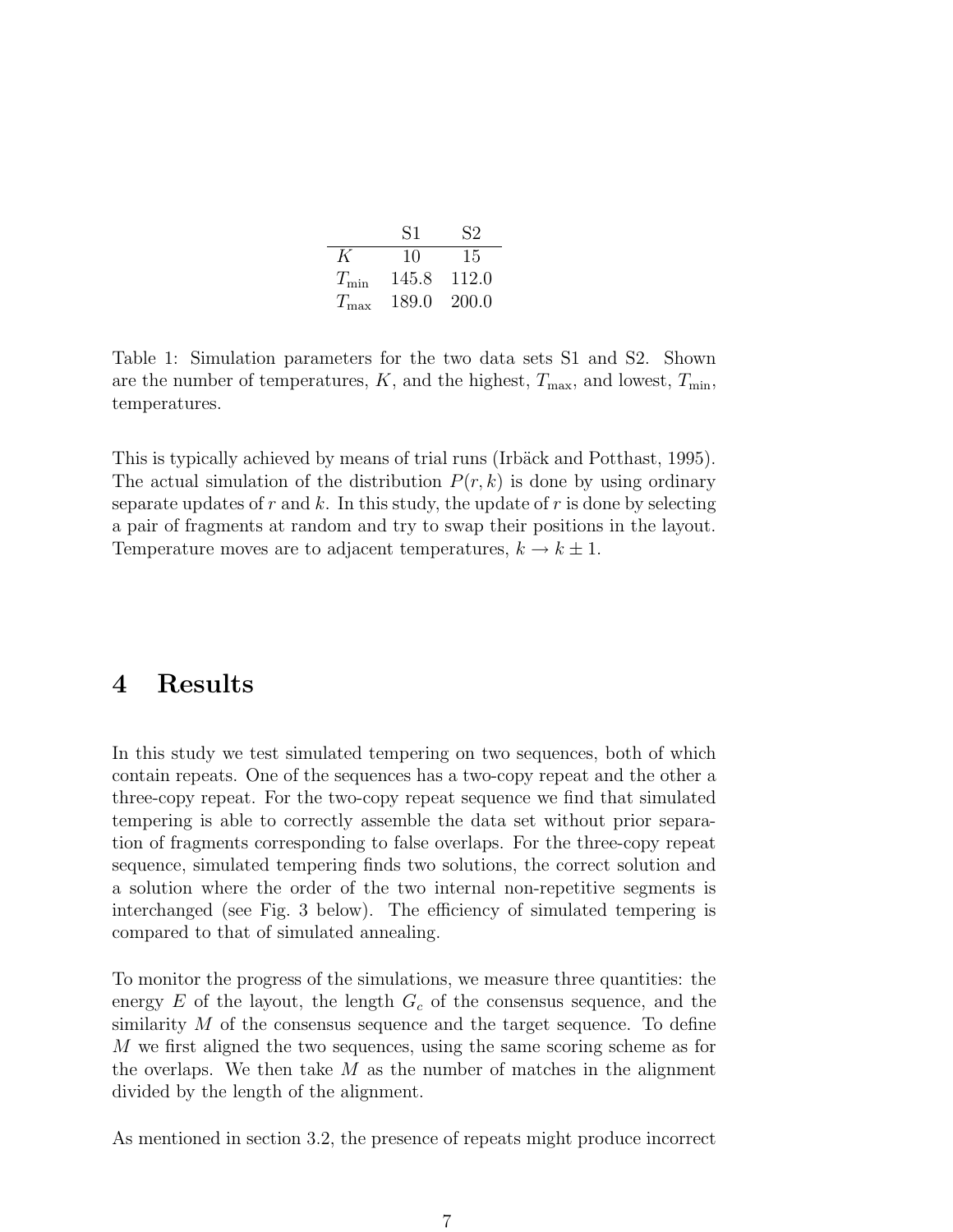| | S1 | S2 |
|---|---|---|
| $K$ | 10 | 15 |
| $T_{\min}$ | 145.8 | 112.0 |
| $T_{\max}$ | 189.0 | 200.0 |

Table 1: Simulation parameters for the two data sets S1 and S2. Shown are the number of temperatures, $K$, and the highest, $T_{\max}$, and lowest, $T_{\min}$, temperatures.

This is typically achieved by means of trial runs (Irbäck and Potthast, 1995). The actual simulation of the distribution $P(r, k)$ is done by using ordinary separate updates of $r$ and $k$. In this study, the update of $r$ is done by selecting a pair of fragments at random and try to swap their positions in the layout. Temperature moves are to adjacent temperatures, $k \to k \pm 1$.

# 4 Results

In this study we test simulated tempering on two sequences, both of which contain repeats. One of the sequences has a two-copy repeat and the other a three-copy repeat. For the two-copy repeat sequence we find that simulated tempering is able to correctly assemble the data set without prior separation of fragments corresponding to false overlaps. For the three-copy repeat sequence, simulated tempering finds two solutions, the correct solution and a solution where the order of the two internal non-repetitive segments is interchanged (see Fig. 3 below). The efficiency of simulated tempering is compared to that of simulated annealing.

To monitor the progress of the simulations, we measure three quantities: the energy $E$ of the layout, the length $G_c$ of the consensus sequence, and the similarity $M$ of the consensus sequence and the target sequence. To define $M$ we first aligned the two sequences, using the same scoring scheme as for the overlaps. We then take $M$ as the number of matches in the alignment divided by the length of the alignment.

As mentioned in section 3.2, the presence of repeats might produce incorrect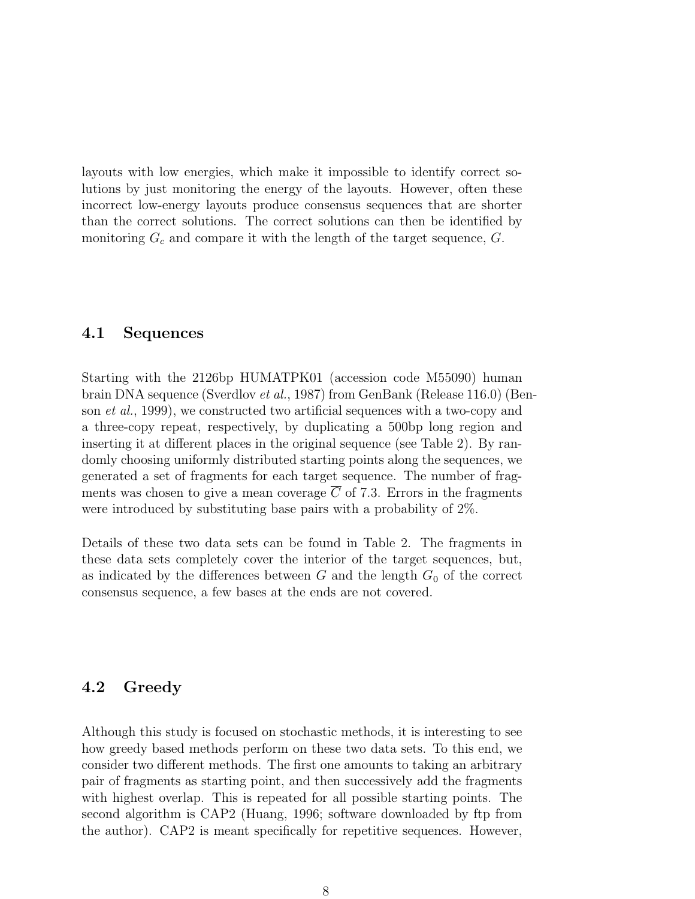layouts with low energies, which make it impossible to identify correct solutions by just monitoring the energy of the layouts. However, often these incorrect low-energy layouts produce consensus sequences that are shorter than the correct solutions. The correct solutions can then be identified by monitoring $G_c$ and compare it with the length of the target sequence, $G$.

### 4.1 Sequences

Starting with the 2126bp HUMATPK01 (accession code M55090) human brain DNA sequence (Sverdlov *et al.*, 1987) from GenBank (Release 116.0) (Benson *et al.*, 1999), we constructed two artificial sequences with a two-copy and a three-copy repeat, respectively, by duplicating a 500bp long region and inserting it at different places in the original sequence (see Table 2). By randomly choosing uniformly distributed starting points along the sequences, we generated a set of fragments for each target sequence. The number of fragments was chosen to give a mean coverage $\overline{C}$ of 7.3. Errors in the fragments were introduced by substituting base pairs with a probability of 2%.

Details of these two data sets can be found in Table 2. The fragments in these data sets completely cover the interior of the target sequences, but, as indicated by the differences between $G$ and the length $G_0$ of the correct consensus sequence, a few bases at the ends are not covered.

### 4.2 Greedy

Although this study is focused on stochastic methods, it is interesting to see how greedy based methods perform on these two data sets. To this end, we consider two different methods. The first one amounts to taking an arbitrary pair of fragments as starting point, and then successively add the fragments with highest overlap. This is repeated for all possible starting points. The second algorithm is CAP2 (Huang, 1996; software downloaded by ftp from the author). CAP2 is meant specifically for repetitive sequences. However,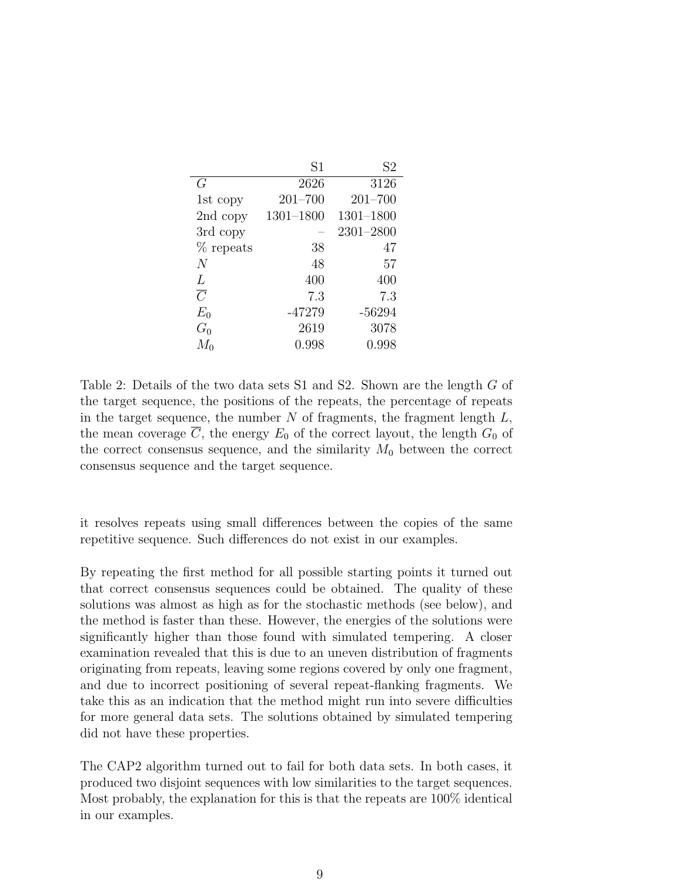| | S1 | S2 |
|---|---|---|
| $G$ | 2626 | 3126 |
| 1st copy | 201–700 | 201–700 |
| 2nd copy | 1301–1800 | 1301–1800 |
| 3rd copy | – | 2301–2800 |
| % repeats | 38 | 47 |
| $N$ | 48 | 57 |
| $L$ | 400 | 400 |
| $\overline{C}$ | 7.3 | 7.3 |
| $E_0$ | -47279 | -56294 |
| $G_0$ | 2619 | 3078 |
| $M_0$ | 0.998 | 0.998 |

Table 2: Details of the two data sets S1 and S2. Shown are the length $G$ of the target sequence, the positions of the repeats, the percentage of repeats in the target sequence, the number $N$ of fragments, the fragment length $L$, the mean coverage $\overline{C}$, the energy $E_0$ of the correct layout, the length $G_0$ of the correct consensus sequence, and the similarity $M_0$ between the correct consensus sequence and the target sequence.

it resolves repeats using small differences between the copies of the same repetitive sequence. Such differences do not exist in our examples.

By repeating the first method for all possible starting points it turned out that correct consensus sequences could be obtained. The quality of these solutions was almost as high as for the stochastic methods (see below), and the method is faster than these. However, the energies of the solutions were significantly higher than those found with simulated tempering. A closer examination revealed that this is due to an uneven distribution of fragments originating from repeats, leaving some regions covered by only one fragment, and due to incorrect positioning of several repeat-flanking fragments. We take this as an indication that the method might run into severe difficulties for more general data sets. The solutions obtained by simulated tempering did not have these properties.

The CAP2 algorithm turned out to fail for both data sets. In both cases, it produced two disjoint sequences with low similarities to the target sequences. Most probably, the explanation for this is that the repeats are 100% identical in our examples.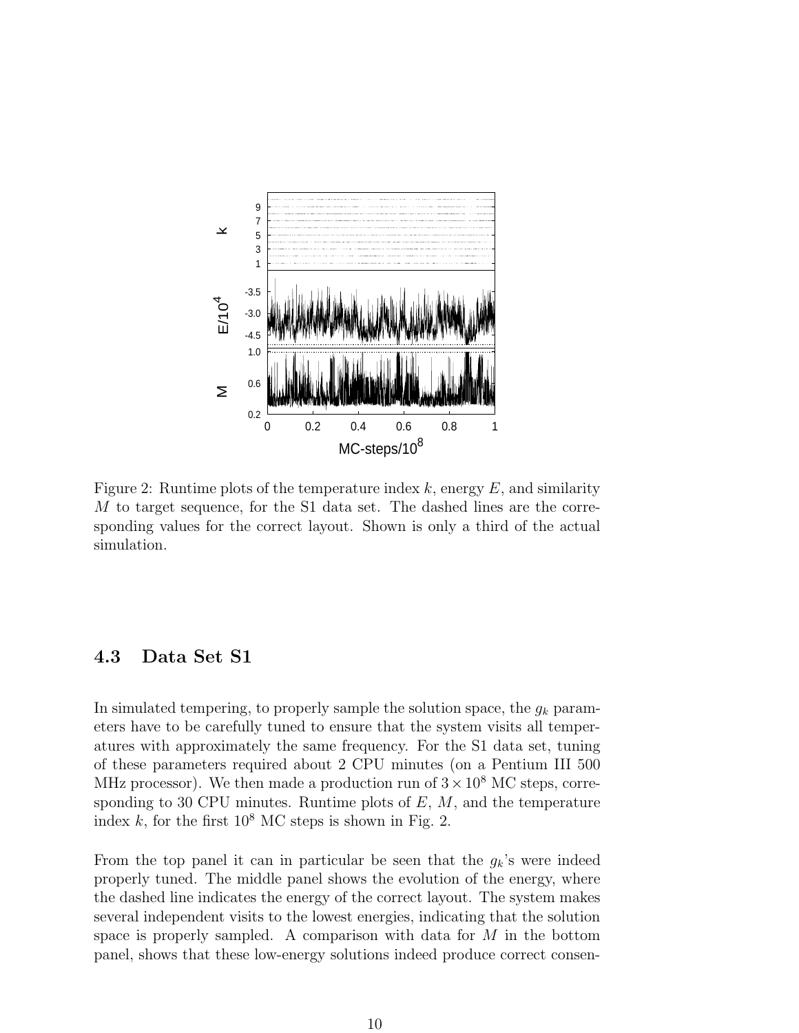Figure 2: Runtime plots of the temperature index $k$, energy $E$, and similarity $M$ to target sequence, for the S1 data set. The dashed lines are the corresponding values for the correct layout. Shown is only a third of the actual simulation.

### 4.3 Data Set S1

In simulated tempering, to properly sample the solution space, the $g_k$ parameters have to be carefully tuned to ensure that the system visits all temperatures with approximately the same frequency. For the S1 data set, tuning of these parameters required about 2 CPU minutes (on a Pentium III 500 MHz processor). We then made a production run of $3 \times 10^8$ MC steps, corresponding to 30 CPU minutes. Runtime plots of $E$, $M$, and the temperature index $k$, for the first $10^8$ MC steps is shown in Fig. 2.

From the top panel it can in particular be seen that the $g_k$'s were indeed properly tuned. The middle panel shows the evolution of the energy, where the dashed line indicates the energy of the correct layout. The system makes several independent visits to the lowest energies, indicating that the solution space is properly sampled. A comparison with data for $M$ in the bottom panel, shows that these low-energy solutions indeed produce correct consen-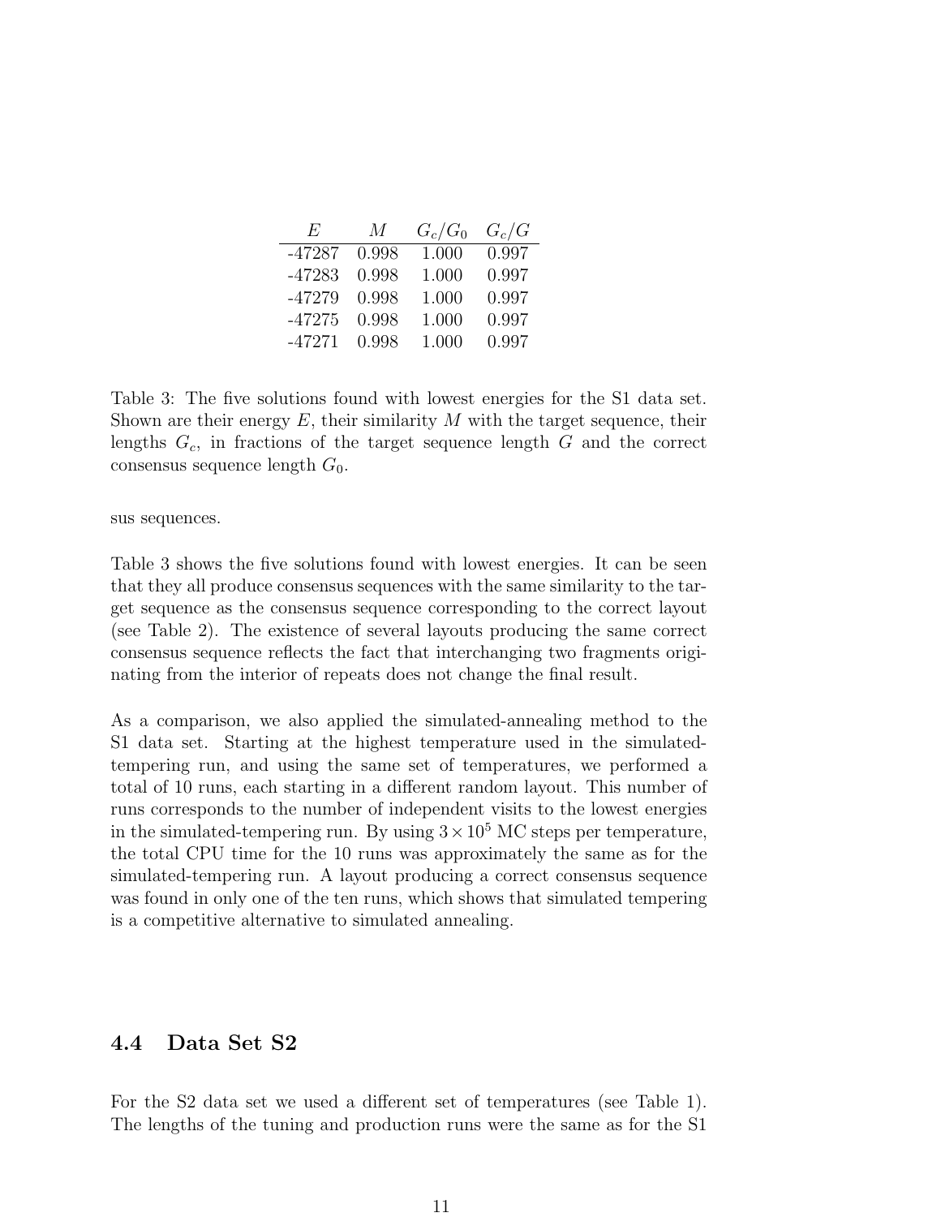| $E$ | $M$ | $G_c/G_0$ | $G_c/G$ |
|---|---|---|---|
| -47287 | 0.998 | 1.000 | 0.997 |
| -47283 | 0.998 | 1.000 | 0.997 |
| -47279 | 0.998 | 1.000 | 0.997 |
| -47275 | 0.998 | 1.000 | 0.997 |
| -47271 | 0.998 | 1.000 | 0.997 |

Table 3: The five solutions found with lowest energies for the S1 data set. Shown are their energy $E$, their similarity $M$ with the target sequence, their lengths $G_c$, in fractions of the target sequence length $G$ and the correct consensus sequence length $G_0$.

sus sequences.

Table 3 shows the five solutions found with lowest energies. It can be seen that they all produce consensus sequences with the same similarity to the target sequence as the consensus sequence corresponding to the correct layout (see Table 2). The existence of several layouts producing the same correct consensus sequence reflects the fact that interchanging two fragments originating from the interior of repeats does not change the final result.

As a comparison, we also applied the simulated-annealing method to the S1 data set. Starting at the highest temperature used in the simulated-tempering run, and using the same set of temperatures, we performed a total of 10 runs, each starting in a different random layout. This number of runs corresponds to the number of independent visits to the lowest energies in the simulated-tempering run. By using $3 \times 10^5$ MC steps per temperature, the total CPU time for the 10 runs was approximately the same as for the simulated-tempering run. A layout producing a correct consensus sequence was found in only one of the ten runs, which shows that simulated tempering is a competitive alternative to simulated annealing.

### 4.4 Data Set S2

For the S2 data set we used a different set of temperatures (see Table 1). The lengths of the tuning and production runs were the same as for the S1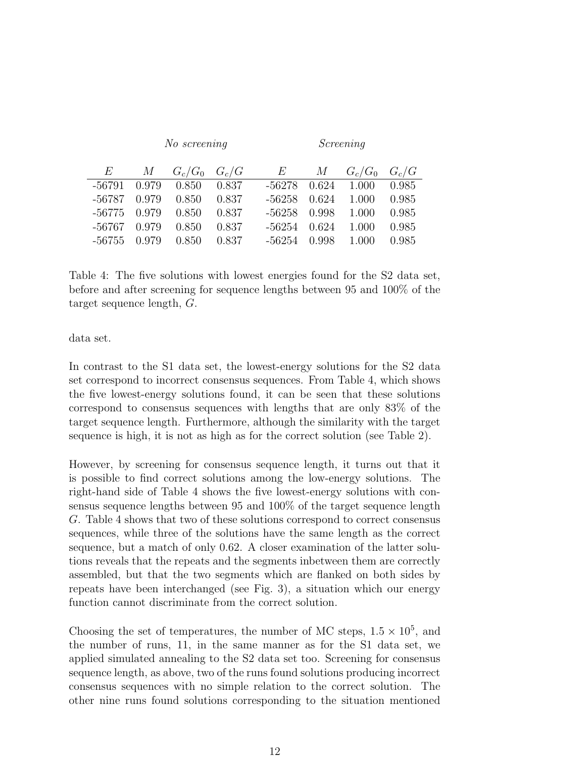| *No screening* | | | | *Screening* | | | |
|---|---|---|---|---|---|---|---|
| $E$ | $M$ | $G_c/G_0$ | $G_c/G$ | $E$ | $M$ | $G_c/G_0$ | $G_c/G$ |
| -56791 | 0.979 | 0.850 | 0.837 | -56278 | 0.624 | 1.000 | 0.985 |
| -56787 | 0.979 | 0.850 | 0.837 | -56258 | 0.624 | 1.000 | 0.985 |
| -56775 | 0.979 | 0.850 | 0.837 | -56258 | 0.998 | 1.000 | 0.985 |
| -56767 | 0.979 | 0.850 | 0.837 | -56254 | 0.624 | 1.000 | 0.985 |
| -56755 | 0.979 | 0.850 | 0.837 | -56254 | 0.998 | 1.000 | 0.985 |

Table 4: The five solutions with lowest energies found for the S2 data set, before and after screening for sequence lengths between 95 and 100% of the target sequence length, $G$.

data set.

In contrast to the S1 data set, the lowest-energy solutions for the S2 data set correspond to incorrect consensus sequences. From Table 4, which shows the five lowest-energy solutions found, it can be seen that these solutions correspond to consensus sequences with lengths that are only 83% of the target sequence length. Furthermore, although the similarity with the target sequence is high, it is not as high as for the correct solution (see Table 2).

However, by screening for consensus sequence length, it turns out that it is possible to find correct solutions among the low-energy solutions. The right-hand side of Table 4 shows the five lowest-energy solutions with consensus sequence lengths between 95 and 100% of the target sequence length $G$. Table 4 shows that two of these solutions correspond to correct consensus sequences, while three of the solutions have the same length as the correct sequence, but a match of only 0.62. A closer examination of the latter solutions reveals that the repeats and the segments inbetween them are correctly assembled, but that the two segments which are flanked on both sides by repeats have been interchanged (see Fig. 3), a situation which our energy function cannot discriminate from the correct solution.

Choosing the set of temperatures, the number of MC steps, $1.5 \times 10^5$, and the number of runs, 11, in the same manner as for the S1 data set, we applied simulated annealing to the S2 data set too. Screening for consensus sequence length, as above, two of the runs found solutions producing incorrect consensus sequences with no simple relation to the correct solution. The other nine runs found solutions corresponding to the situation mentioned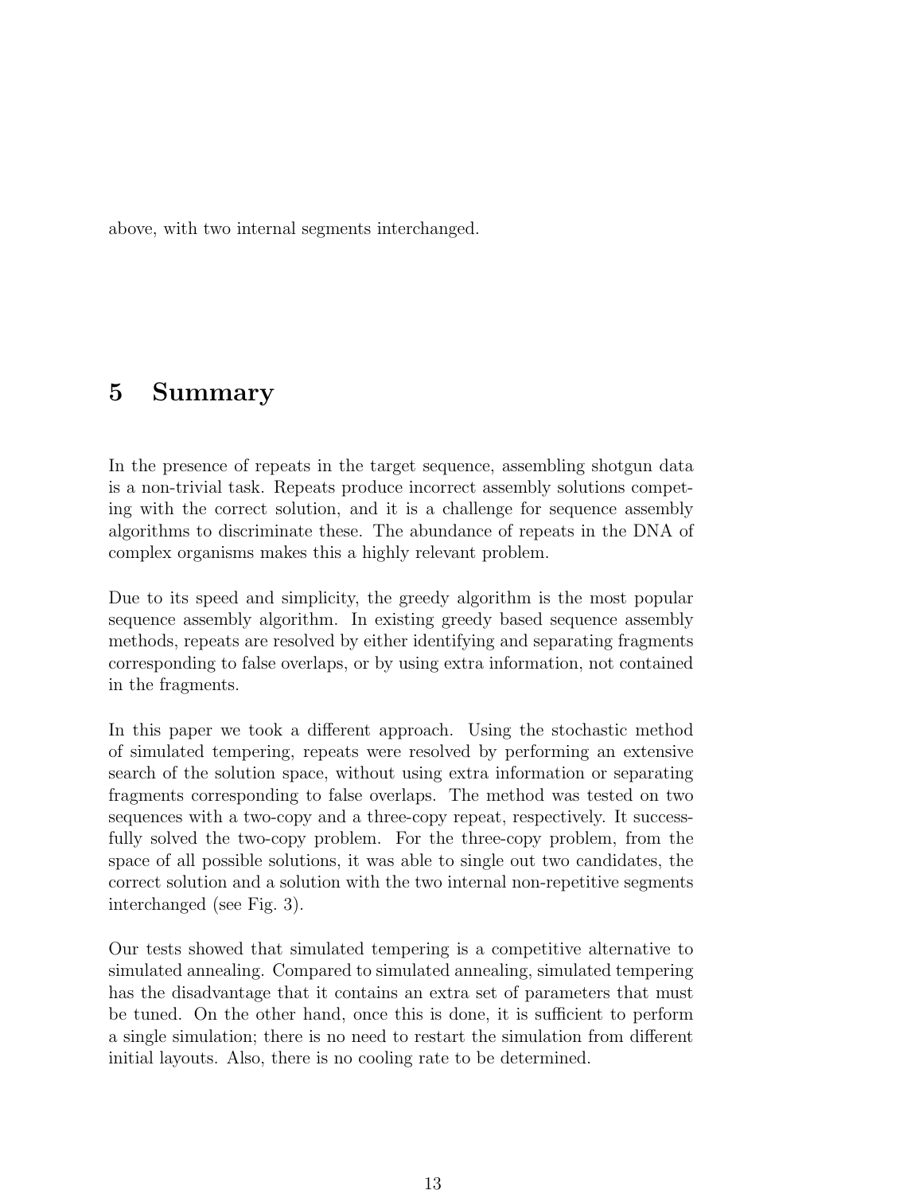above, with two internal segments interchanged.

# 5 Summary

In the presence of repeats in the target sequence, assembling shotgun data is a non-trivial task. Repeats produce incorrect assembly solutions competing with the correct solution, and it is a challenge for sequence assembly algorithms to discriminate these. The abundance of repeats in the DNA of complex organisms makes this a highly relevant problem.

Due to its speed and simplicity, the greedy algorithm is the most popular sequence assembly algorithm. In existing greedy based sequence assembly methods, repeats are resolved by either identifying and separating fragments corresponding to false overlaps, or by using extra information, not contained in the fragments.

In this paper we took a different approach. Using the stochastic method of simulated tempering, repeats were resolved by performing an extensive search of the solution space, without using extra information or separating fragments corresponding to false overlaps. The method was tested on two sequences with a two-copy and a three-copy repeat, respectively. It successfully solved the two-copy problem. For the three-copy problem, from the space of all possible solutions, it was able to single out two candidates, the correct solution and a solution with the two internal non-repetitive segments interchanged (see Fig. 3).

Our tests showed that simulated tempering is a competitive alternative to simulated annealing. Compared to simulated annealing, simulated tempering has the disadvantage that it contains an extra set of parameters that must be tuned. On the other hand, once this is done, it is sufficient to perform a single simulation; there is no need to restart the simulation from different initial layouts. Also, there is no cooling rate to be determined.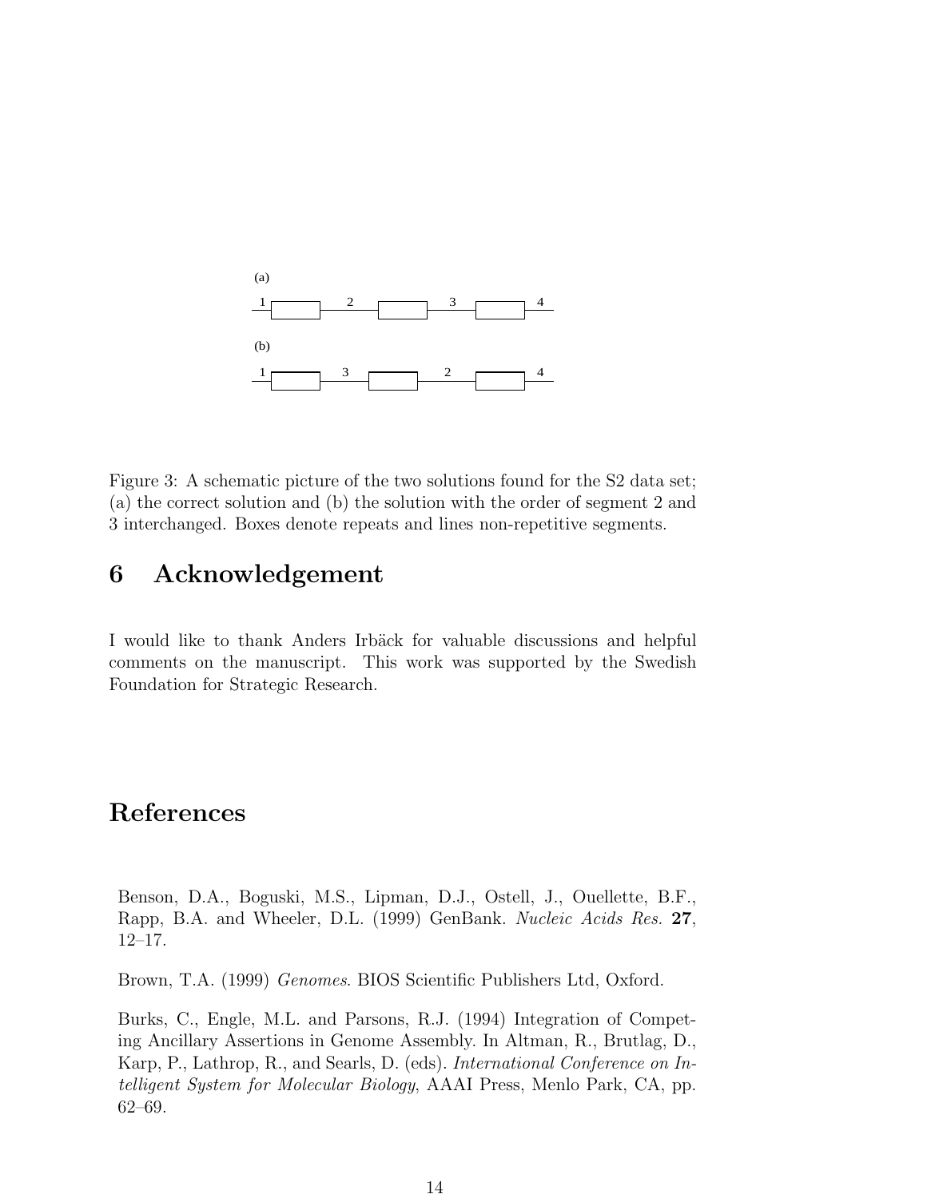Figure 3: A schematic picture of the two solutions found for the S2 data set; (a) the correct solution and (b) the solution with the order of segment 2 and 3 interchanged. Boxes denote repeats and lines non-repetitive segments.

# 6 Acknowledgement

I would like to thank Anders Irbäck for valuable discussions and helpful comments on the manuscript. This work was supported by the Swedish Foundation for Strategic Research.

# References

Benson, D.A., Boguski, M.S., Lipman, D.J., Ostell, J., Ouellette, B.F., Rapp, B.A. and Wheeler, D.L. (1999) GenBank. *Nucleic Acids Res.* **27**, 12–17.

Brown, T.A. (1999) *Genomes*. BIOS Scientific Publishers Ltd, Oxford.

Burks, C., Engle, M.L. and Parsons, R.J. (1994) Integration of Competing Ancillary Assertions in Genome Assembly. In Altman, R., Brutlag, D., Karp, P., Lathrop, R., and Searls, D. (eds). *International Conference on Intelligent System for Molecular Biology*, AAAI Press, Menlo Park, CA, pp. 62–69.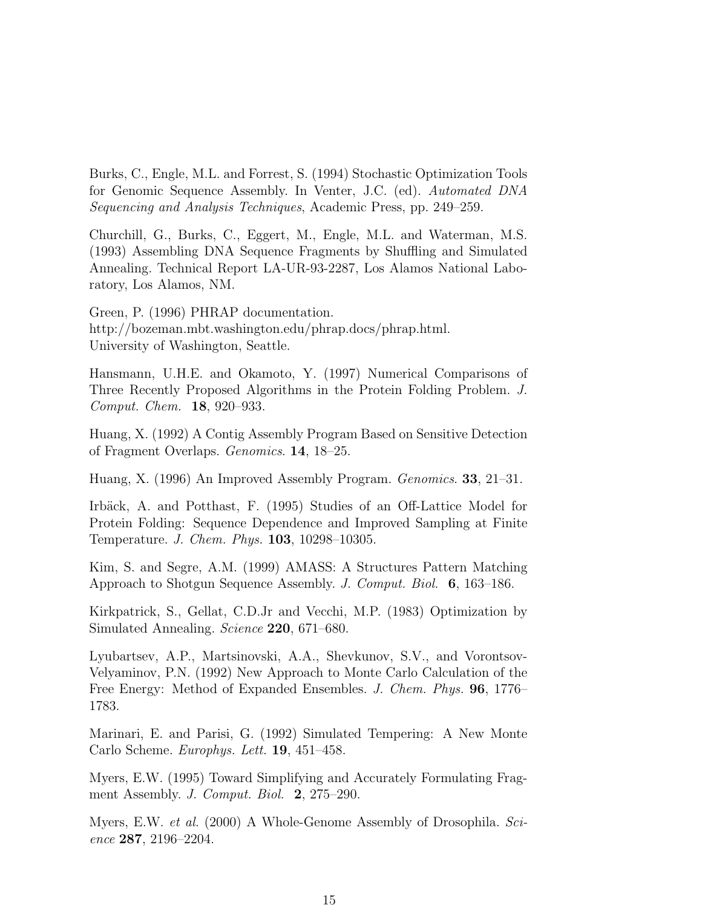Burks, C., Engle, M.L. and Forrest, S. (1994) Stochastic Optimization Tools for Genomic Sequence Assembly. In Venter, J.C. (ed). *Automated DNA Sequencing and Analysis Techniques*, Academic Press, pp. 249–259.

Churchill, G., Burks, C., Eggert, M., Engle, M.L. and Waterman, M.S. (1993) Assembling DNA Sequence Fragments by Shuffling and Simulated Annealing. Technical Report LA-UR-93-2287, Los Alamos National Laboratory, Los Alamos, NM.

Green, P. (1996) PHRAP documentation.
http://bozeman.mbt.washington.edu/phrap.docs/phrap.html.
University of Washington, Seattle.

Hansmann, U.H.E. and Okamoto, Y. (1997) Numerical Comparisons of Three Recently Proposed Algorithms in the Protein Folding Problem. *J. Comput. Chem.* **18**, 920–933.

Huang, X. (1992) A Contig Assembly Program Based on Sensitive Detection of Fragment Overlaps. *Genomics*. **14**, 18–25.

Huang, X. (1996) An Improved Assembly Program. *Genomics*. **33**, 21–31.

Irbäck, A. and Potthast, F. (1995) Studies of an Off-Lattice Model for Protein Folding: Sequence Dependence and Improved Sampling at Finite Temperature. *J. Chem. Phys.* **103**, 10298–10305.

Kim, S. and Segre, A.M. (1999) AMASS: A Structures Pattern Matching Approach to Shotgun Sequence Assembly. *J. Comput. Biol.* **6**, 163–186.

Kirkpatrick, S., Gellat, C.D.Jr and Vecchi, M.P. (1983) Optimization by Simulated Annealing. *Science* **220**, 671–680.

Lyubartsev, A.P., Martsinovski, A.A., Shevkunov, S.V., and Vorontsov-Velyaminov, P.N. (1992) New Approach to Monte Carlo Calculation of the Free Energy: Method of Expanded Ensembles. *J. Chem. Phys.* **96**, 1776–1783.

Marinari, E. and Parisi, G. (1992) Simulated Tempering: A New Monte Carlo Scheme. *Europhys. Lett.* **19**, 451–458.

Myers, E.W. (1995) Toward Simplifying and Accurately Formulating Fragment Assembly. *J. Comput. Biol.* **2**, 275–290.

Myers, E.W. *et al.* (2000) A Whole-Genome Assembly of Drosophila. *Science* **287**, 2196–2204.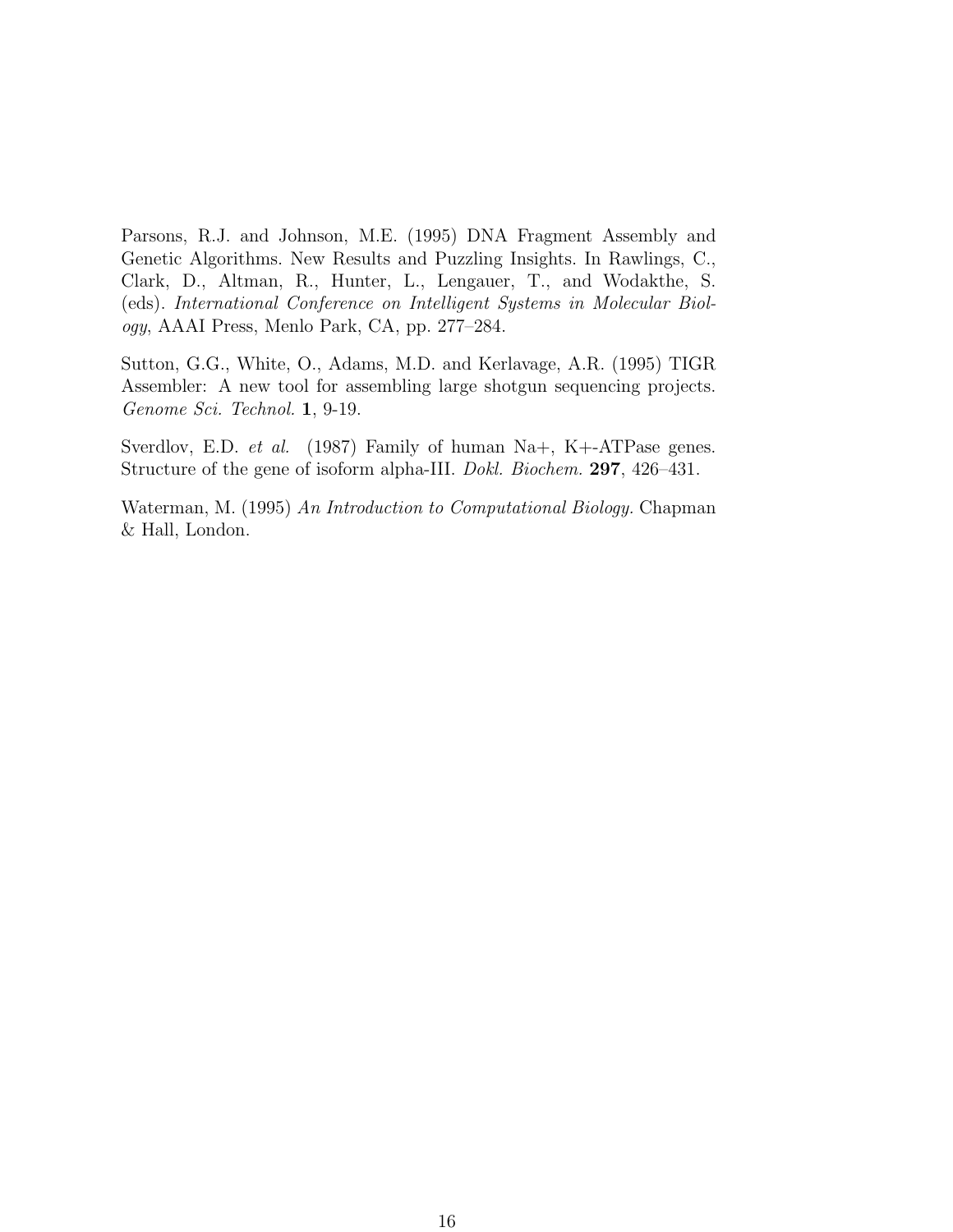Parsons, R.J. and Johnson, M.E. (1995) DNA Fragment Assembly and Genetic Algorithms. New Results and Puzzling Insights. In Rawlings, C., Clark, D., Altman, R., Hunter, L., Lengauer, T., and Wodakthe, S. (eds). *International Conference on Intelligent Systems in Molecular Biology*, AAAI Press, Menlo Park, CA, pp. 277–284.

Sutton, G.G., White, O., Adams, M.D. and Kerlavage, A.R. (1995) TIGR Assembler: A new tool for assembling large shotgun sequencing projects. *Genome Sci. Technol.* **1**, 9-19.

Sverdlov, E.D. *et al.* (1987) Family of human Na+, K+-ATPase genes. Structure of the gene of isoform alpha-III. *Dokl. Biochem.* **297**, 426–431.

Waterman, M. (1995) *An Introduction to Computational Biology.* Chapman & Hall, London.